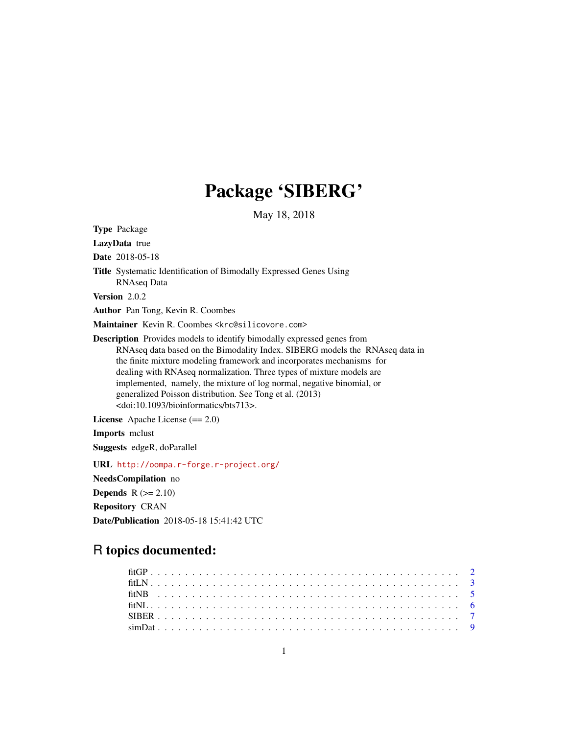# Package 'SIBERG'

May 18, 2018

**Type** Package

**LazyData** true

**Date** 2018-05-18

**Title** Systematic Identification of Bimodally Expressed Genes Using RNAseq Data

**Version** 2.0.2

**Author** Pan Tong, Kevin R. Coombes

**Maintainer** Kevin R. Coombes <krc@silicovore.com>

**Description** Provides models to identify bimodally expressed genes from RNAseq data based on the Bimodality Index. SIBERG models the RNAseq data in the finite mixture modeling framework and incorporates mechanisms for dealing with RNAseq normalization. Three types of mixture models are implemented, namely, the mixture of log normal, negative binomial, or generalized Poisson distribution. See Tong et al. (2013) <doi:10.1093/bioinformatics/bts713>.

**License** Apache License (== 2.0)

**Imports** mclust

**Suggests** edgeR, doParallel

**URL** http://oompa.r-forge.r-project.org/

**NeedsCompilation** no

**Depends** R (>= 2.10)

**Repository** CRAN

**Date/Publication** 2018-05-18 15:41:42 UTC

## R topics documented:

- fitGP . . . . . . . . . . . . . . . . . . . . . . . . . . . . . . . . . . . . . . . . . . 2
- fitLN . . . . . . . . . . . . . . . . . . . . . . . . . . . . . . . . . . . . . . . . . . 3
- fitNB . . . . . . . . . . . . . . . . . . . . . . . . . . . . . . . . . . . . . . . . . . 5
- fitNL . . . . . . . . . . . . . . . . . . . . . . . . . . . . . . . . . . . . . . . . . . 6
- SIBER . . . . . . . . . . . . . . . . . . . . . . . . . . . . . . . . . . . . . . . . . . 7
- simDat . . . . . . . . . . . . . . . . . . . . . . . . . . . . . . . . . . . . . . . . . . 9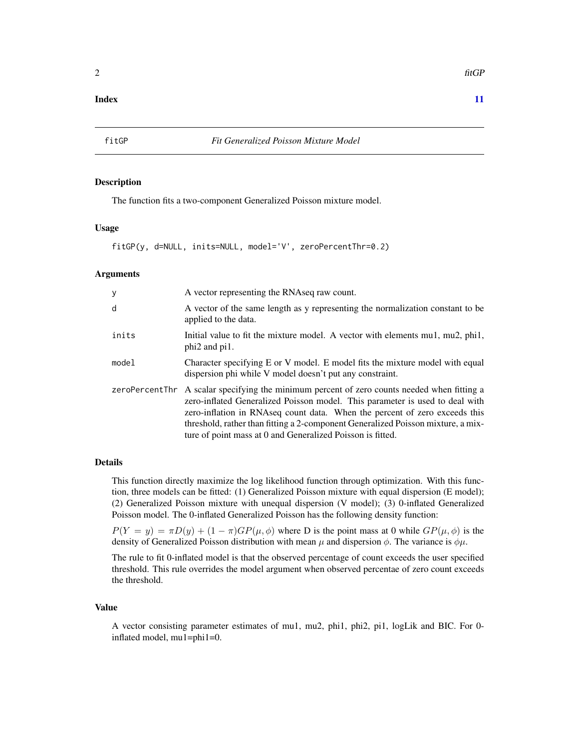**Index** **11**

# fitGP — *Fit Generalized Poisson Mixture Model*

## Description

The function fits a two-component Generalized Poisson mixture model.

## Usage

```
fitGP(y, d=NULL, inits=NULL, model='V', zeroPercentThr=0.2)
```

## Arguments

| | |
|---|---|
| y | A vector representing the RNAseq raw count. |
| d | A vector of the same length as y representing the normalization constant to be applied to the data. |
| inits | Initial value to fit the mixture model. A vector with elements mu1, mu2, phi1, phi2 and pi1. |
| model | Character specifying E or V model. E model fits the mixture model with equal dispersion phi while V model doesn't put any constraint. |
| zeroPercentThr | A scalar specifying the minimum percent of zero counts needed when fitting a zero-inflated Generalized Poisson model. This parameter is used to deal with zero-inflation in RNAseq count data. When the percent of zero exceeds this threshold, rather than fitting a 2-component Generalized Poisson mixture, a mixture of point mass at 0 and Generalized Poisson is fitted. |

## Details

This function directly maximize the log likelihood function through optimization. With this function, three models can be fitted: (1) Generalized Poisson mixture with equal dispersion (E model); (2) Generalized Poisson mixture with unequal dispersion (V model); (3) 0-inflated Generalized Poisson model. The 0-inflated Generalized Poisson has the following density function:

$P(Y = y) = \pi D(y) + (1 - \pi) GP(\mu, \phi)$ where D is the point mass at 0 while $GP(\mu, \phi)$ is the density of Generalized Poisson distribution with mean $\mu$ and dispersion $\phi$. The variance is $\phi\mu$.

The rule to fit 0-inflated model is that the observed percentage of count exceeds the user specified threshold. This rule overrides the model argument when observed percentae of zero count exceeds the threshold.

## Value

A vector consisting parameter estimates of mu1, mu2, phi1, phi2, pi1, logLik and BIC. For 0-inflated model, mu1=phi1=0.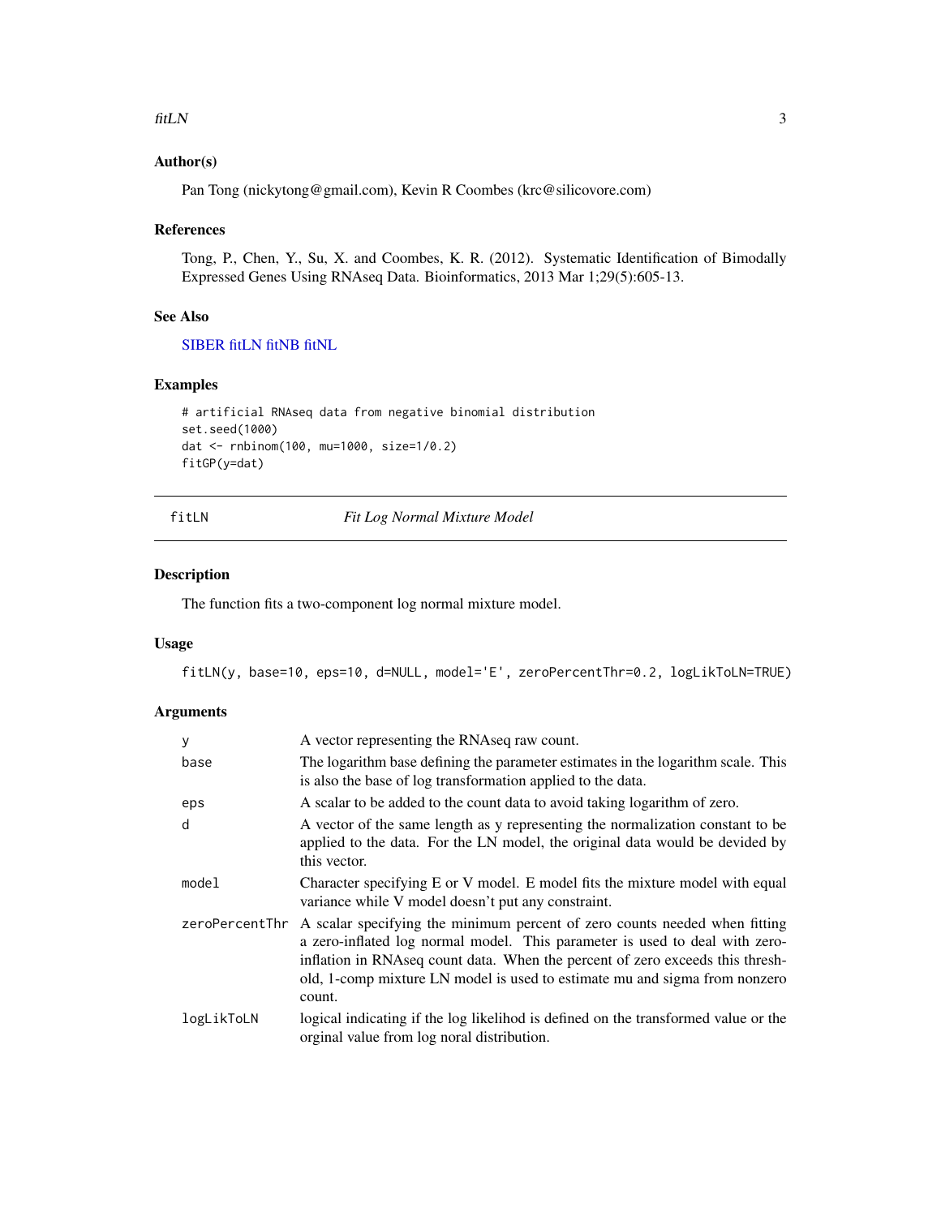## Author(s)

Pan Tong (nickytong@gmail.com), Kevin R Coombes (krc@silicovore.com)

## References

Tong, P., Chen, Y., Su, X. and Coombes, K. R. (2012). Systematic Identification of Bimodally Expressed Genes Using RNAseq Data. Bioinformatics, 2013 Mar 1;29(5):605-13.

## See Also

SIBER fitLN fitNB fitNL

## Examples

```
# artificial RNAseq data from negative binomial distribution
set.seed(1000)
dat <- rnbinom(100, mu=1000, size=1/0.2)
fitGP(y=dat)
```

---

# fitLN *Fit Log Normal Mixture Model*

## Description

The function fits a two-component log normal mixture model.

## Usage

```
fitLN(y, base=10, eps=10, d=NULL, model='E', zeroPercentThr=0.2, logLikToLN=TRUE)
```

## Arguments

| | |
|---|---|
| y | A vector representing the RNAseq raw count. |
| base | The logarithm base defining the parameter estimates in the logarithm scale. This is also the base of log transformation applied to the data. |
| eps | A scalar to be added to the count data to avoid taking logarithm of zero. |
| d | A vector of the same length as y representing the normalization constant to be applied to the data. For the LN model, the original data would be devided by this vector. |
| model | Character specifying E or V model. E model fits the mixture model with equal variance while V model doesn't put any constraint. |
| zeroPercentThr | A scalar specifying the minimum percent of zero counts needed when fitting a zero-inflated log normal model. This parameter is used to deal with zero-inflation in RNAseq count data. When the percent of zero exceeds this threshold, 1-comp mixture LN model is used to estimate mu and sigma from nonzero count. |
| logLikToLN | logical indicating if the log likelihod is defined on the transformed value or the orginal value from log noral distribution. |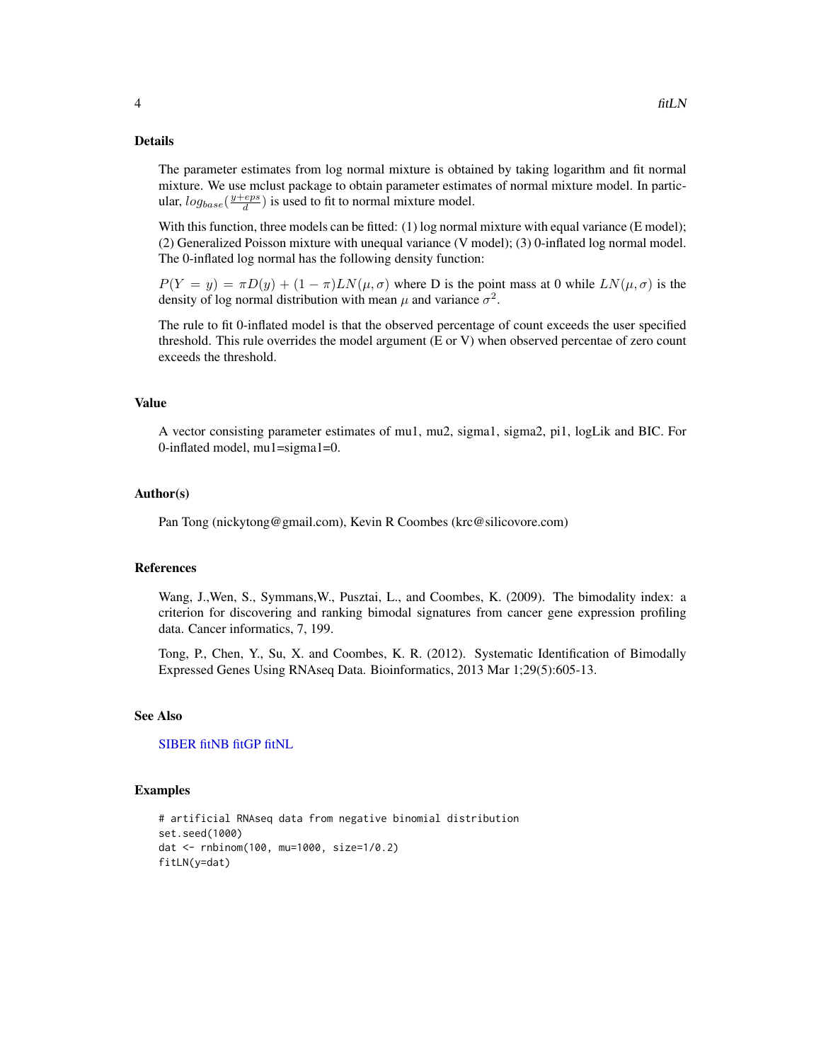### Details

The parameter estimates from log normal mixture is obtained by taking logarithm and fit normal mixture. We use mclust package to obtain parameter estimates of normal mixture model. In particular, $log_{base}(\frac{y+eps}{d})$ is used to fit to normal mixture model.

With this function, three models can be fitted: (1) log normal mixture with equal variance (E model); (2) Generalized Poisson mixture with unequal variance (V model); (3) 0-inflated log normal model. The 0-inflated log normal has the following density function:

$P(Y = y) = \pi D(y) + (1 - \pi)LN(\mu, \sigma)$ where D is the point mass at 0 while $LN(\mu, \sigma)$ is the density of log normal distribution with mean $\mu$ and variance $\sigma^2$.

The rule to fit 0-inflated model is that the observed percentage of count exceeds the user specified threshold. This rule overrides the model argument (E or V) when observed percentae of zero count exceeds the threshold.

### Value

A vector consisting parameter estimates of mu1, mu2, sigma1, sigma2, pi1, logLik and BIC. For 0-inflated model, mu1=sigma1=0.

### Author(s)

Pan Tong (nickytong@gmail.com), Kevin R Coombes (krc@silicovore.com)

### References

Wang, J.,Wen, S., Symmans,W., Pusztai, L., and Coombes, K. (2009). The bimodality index: a criterion for discovering and ranking bimodal signatures from cancer gene expression profiling data. Cancer informatics, 7, 199.

Tong, P., Chen, Y., Su, X. and Coombes, K. R. (2012). Systematic Identification of Bimodally Expressed Genes Using RNAseq Data. Bioinformatics, 2013 Mar 1;29(5):605-13.

### See Also

SIBER fitNB fitGP fitNL

### Examples

```
# artificial RNAseq data from negative binomial distribution
set.seed(1000)
dat <- rnbinom(100, mu=1000, size=1/0.2)
fitLN(y=dat)
```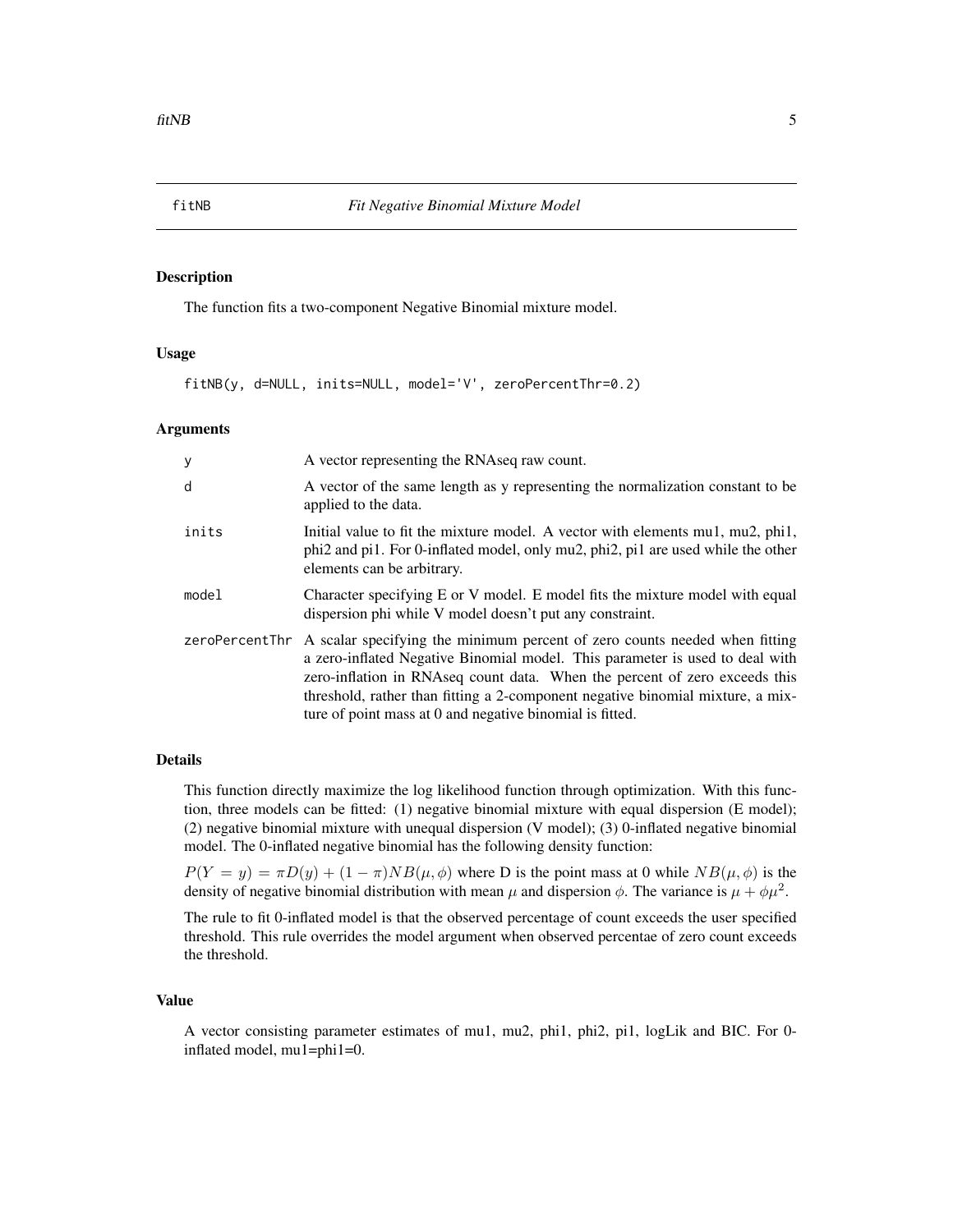# fitNB — *Fit Negative Binomial Mixture Model*

## Description

The function fits a two-component Negative Binomial mixture model.

## Usage

```
fitNB(y, d=NULL, inits=NULL, model='V', zeroPercentThr=0.2)
```

## Arguments

| | |
|---|---|
| `y` | A vector representing the RNAseq raw count. |
| `d` | A vector of the same length as y representing the normalization constant to be applied to the data. |
| `inits` | Initial value to fit the mixture model. A vector with elements mu1, mu2, phi1, phi2 and pi1. For 0-inflated model, only mu2, phi2, pi1 are used while the other elements can be arbitrary. |
| `model` | Character specifying E or V model. E model fits the mixture model with equal dispersion phi while V model doesn't put any constraint. |
| `zeroPercentThr` | A scalar specifying the minimum percent of zero counts needed when fitting a zero-inflated Negative Binomial model. This parameter is used to deal with zero-inflation in RNAseq count data. When the percent of zero exceeds this threshold, rather than fitting a 2-component negative binomial mixture, a mixture of point mass at 0 and negative binomial is fitted. |

## Details

This function directly maximize the log likelihood function through optimization. With this function, three models can be fitted: (1) negative binomial mixture with equal dispersion (E model); (2) negative binomial mixture with unequal dispersion (V model); (3) 0-inflated negative binomial model. The 0-inflated negative binomial has the following density function:

$P(Y = y) = \pi D(y) + (1 - \pi)NB(\mu, \phi)$ where D is the point mass at 0 while $NB(\mu, \phi)$ is the density of negative binomial distribution with mean $\mu$ and dispersion $\phi$. The variance is $\mu + \phi\mu^2$.

The rule to fit 0-inflated model is that the observed percentage of count exceeds the user specified threshold. This rule overrides the model argument when observed percentae of zero count exceeds the threshold.

## Value

A vector consisting parameter estimates of mu1, mu2, phi1, phi2, pi1, logLik and BIC. For 0-inflated model, mu1=phi1=0.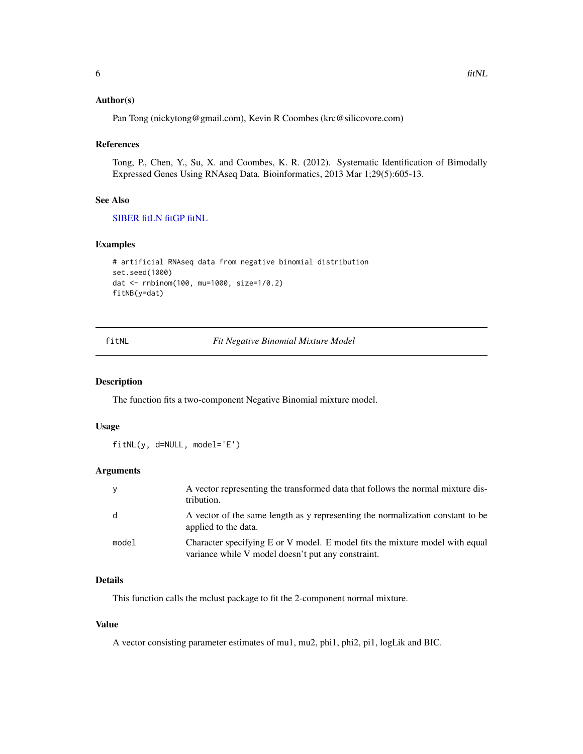### Author(s)

Pan Tong (nickytong@gmail.com), Kevin R Coombes (krc@silicovore.com)

### References

Tong, P., Chen, Y., Su, X. and Coombes, K. R. (2012). Systematic Identification of Bimodally Expressed Genes Using RNAseq Data. Bioinformatics, 2013 Mar 1;29(5):605-13.

### See Also

SIBER fitLN fitGP fitNL

### Examples

```
# artificial RNAseq data from negative binomial distribution
set.seed(1000)
dat <- rnbinom(100, mu=1000, size=1/0.2)
fitNB(y=dat)
```

---

## fitNL — *Fit Negative Binomial Mixture Model*

### Description

The function fits a two-component Negative Binomial mixture model.

### Usage

```
fitNL(y, d=NULL, model='E')
```

### Arguments

| | |
|---|---|
| y | A vector representing the transformed data that follows the normal mixture distribution. |
| d | A vector of the same length as y representing the normalization constant to be applied to the data. |
| model | Character specifying E or V model. E model fits the mixture model with equal variance while V model doesn't put any constraint. |

### Details

This function calls the mclust package to fit the 2-component normal mixture.

### Value

A vector consisting parameter estimates of mu1, mu2, phi1, phi2, pi1, logLik and BIC.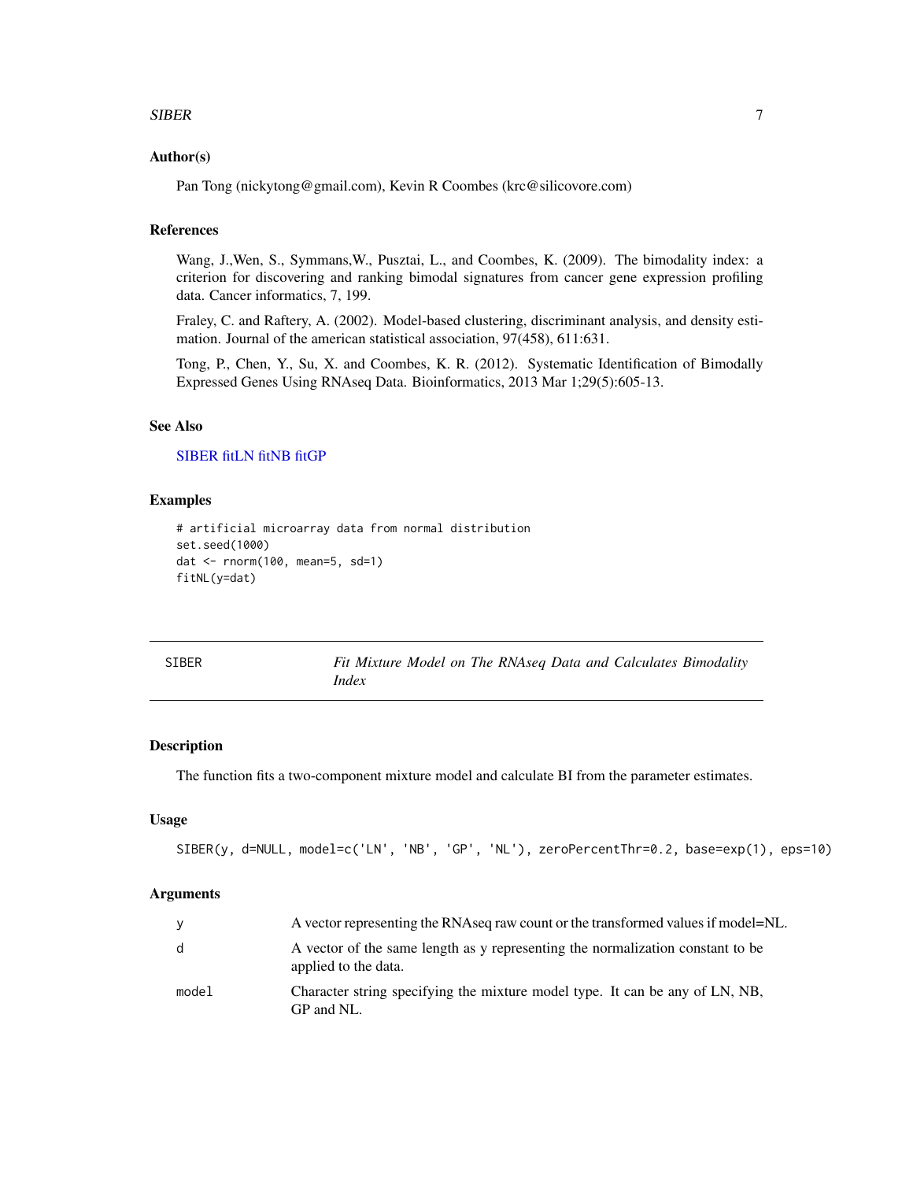### Author(s)

Pan Tong (nickytong@gmail.com), Kevin R Coombes (krc@silicovore.com)

### References

Wang, J.,Wen, S., Symmans,W., Pusztai, L., and Coombes, K. (2009). The bimodality index: a criterion for discovering and ranking bimodal signatures from cancer gene expression profiling data. Cancer informatics, 7, 199.

Fraley, C. and Raftery, A. (2002). Model-based clustering, discriminant analysis, and density estimation. Journal of the american statistical association, 97(458), 611:631.

Tong, P., Chen, Y., Su, X. and Coombes, K. R. (2012). Systematic Identification of Bimodally Expressed Genes Using RNAseq Data. Bioinformatics, 2013 Mar 1;29(5):605-13.

### See Also

SIBER fitLN fitNB fitGP

### Examples

```
# artificial microarray data from normal distribution
set.seed(1000)
dat <- rnorm(100, mean=5, sd=1)
fitNL(y=dat)
```

---

## SIBER — *Fit Mixture Model on The RNAseq Data and Calculates Bimodality Index*

### Description

The function fits a two-component mixture model and calculate BI from the parameter estimates.

### Usage

```
SIBER(y, d=NULL, model=c('LN', 'NB', 'GP', 'NL'), zeroPercentThr=0.2, base=exp(1), eps=10)
```

### Arguments

| | |
|---|---|
| y | A vector representing the RNAseq raw count or the transformed values if model=NL. |
| d | A vector of the same length as y representing the normalization constant to be applied to the data. |
| model | Character string specifying the mixture model type. It can be any of LN, NB, GP and NL. |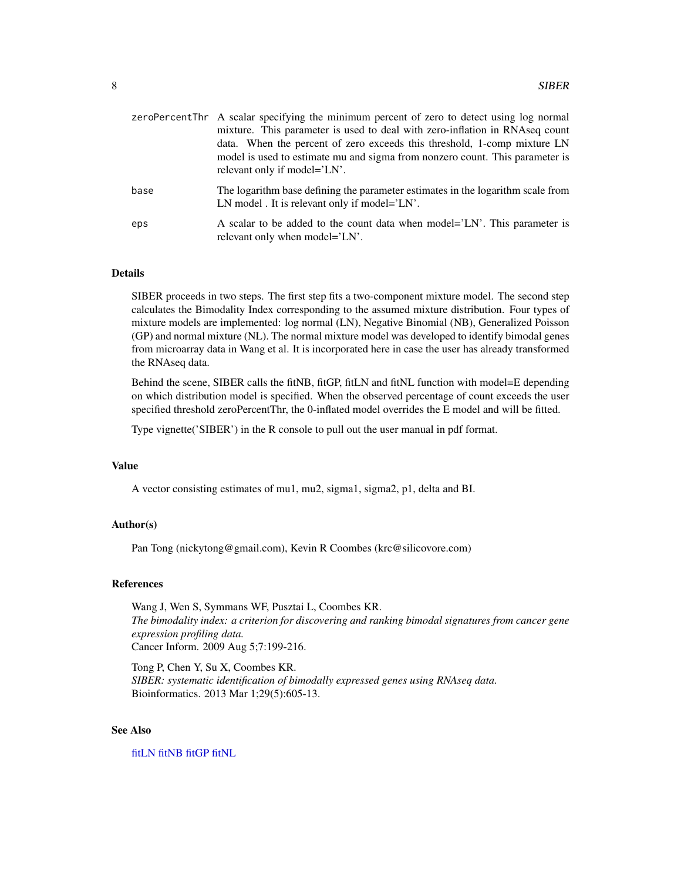| | |
|---|---|
| zeroPercentThr | A scalar specifying the minimum percent of zero to detect using log normal mixture. This parameter is used to deal with zero-inflation in RNAseq count data. When the percent of zero exceeds this threshold, 1-comp mixture LN model is used to estimate mu and sigma from nonzero count. This parameter is relevant only if model='LN'. |
| base | The logarithm base defining the parameter estimates in the logarithm scale from LN model . It is relevant only if model='LN'. |
| eps | A scalar to be added to the count data when model='LN'. This parameter is relevant only when model='LN'. |

## Details

SIBER proceeds in two steps. The first step fits a two-component mixture model. The second step calculates the Bimodality Index corresponding to the assumed mixture distribution. Four types of mixture models are implemented: log normal (LN), Negative Binomial (NB), Generalized Poisson (GP) and normal mixture (NL). The normal mixture model was developed to identify bimodal genes from microarray data in Wang et al. It is incorporated here in case the user has already transformed the RNAseq data.

Behind the scene, SIBER calls the fitNB, fitGP, fitLN and fitNL function with model=E depending on which distribution model is specified. When the observed percentage of count exceeds the user specified threshold zeroPercentThr, the 0-inflated model overrides the E model and will be fitted.

Type vignette('SIBER') in the R console to pull out the user manual in pdf format.

## Value

A vector consisting estimates of mu1, mu2, sigma1, sigma2, p1, delta and BI.

## Author(s)

Pan Tong (nickytong@gmail.com), Kevin R Coombes (krc@silicovore.com)

## References

Wang J, Wen S, Symmans WF, Pusztai L, Coombes KR.
*The bimodality index: a criterion for discovering and ranking bimodal signatures from cancer gene expression profiling data.*
Cancer Inform. 2009 Aug 5;7:199-216.

Tong P, Chen Y, Su X, Coombes KR.
*SIBER: systematic identification of bimodally expressed genes using RNAseq data.*
Bioinformatics. 2013 Mar 1;29(5):605-13.

## See Also

fitLN fitNB fitGP fitNL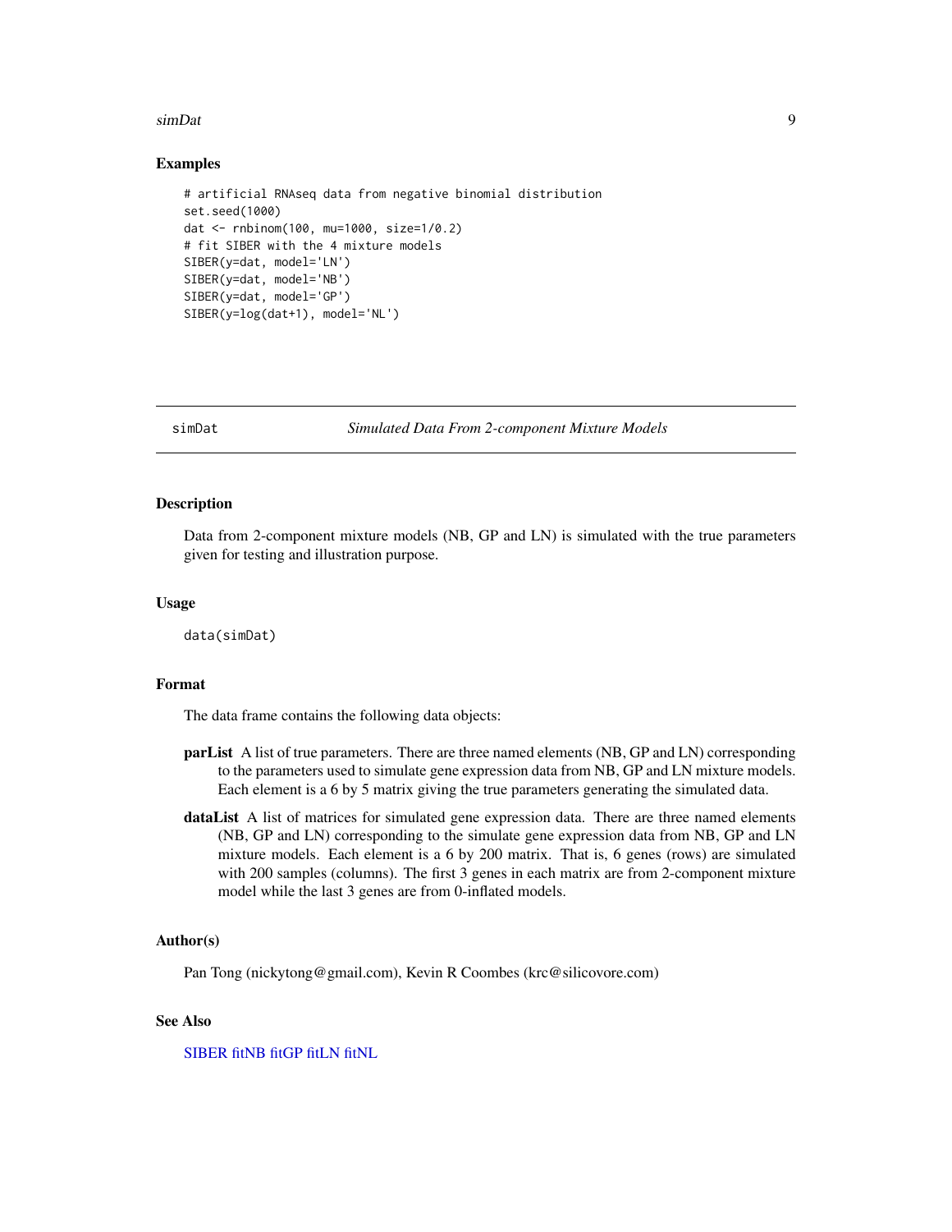### Examples

```
# artificial RNAseq data from negative binomial distribution
set.seed(1000)
dat <- rnbinom(100, mu=1000, size=1/0.2)
# fit SIBER with the 4 mixture models
SIBER(y=dat, model='LN')
SIBER(y=dat, model='NB')
SIBER(y=dat, model='GP')
SIBER(y=log(dat+1), model='NL')
```

---

## simDat — *Simulated Data From 2-component Mixture Models*

### Description

Data from 2-component mixture models (NB, GP and LN) is simulated with the true parameters given for testing and illustration purpose.

### Usage

```
data(simDat)
```

### Format

The data frame contains the following data objects:

**parList** A list of true parameters. There are three named elements (NB, GP and LN) corresponding to the parameters used to simulate gene expression data from NB, GP and LN mixture models. Each element is a 6 by 5 matrix giving the true parameters generating the simulated data.

**dataList** A list of matrices for simulated gene expression data. There are three named elements (NB, GP and LN) corresponding to the simulate gene expression data from NB, GP and LN mixture models. Each element is a 6 by 200 matrix. That is, 6 genes (rows) are simulated with 200 samples (columns). The first 3 genes in each matrix are from 2-component mixture model while the last 3 genes are from 0-inflated models.

### Author(s)

Pan Tong (nickytong@gmail.com), Kevin R Coombes (krc@silicovore.com)

### See Also

SIBER fitNB fitGP fitLN fitNL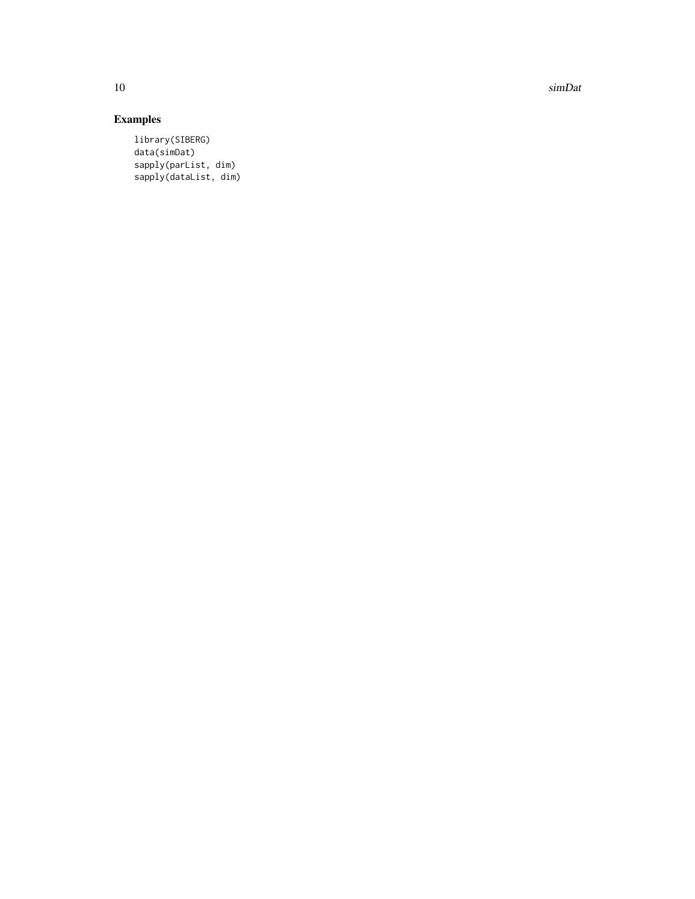## Examples

```
library(SIBERG)
data(simDat)
sapply(parList, dim)
sapply(dataList, dim)
```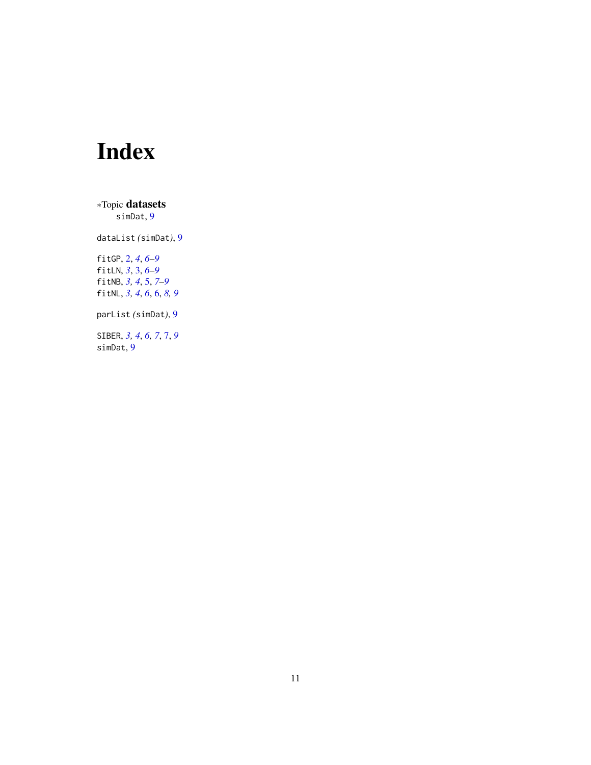# Index

*Topic **datasets**
  simDat, 9

dataList *(simDat)*, 9

fitGP, 2, *4*, *6–9*
fitLN, *3*, 3, *6–9*
fitNB, *3, 4*, 5, *7–9*
fitNL, *3, 4*, *6*, 6, *8, 9*

parList *(simDat)*, 9

SIBER, *3, 4*, *6, 7*, 7, *9*
simDat, 9